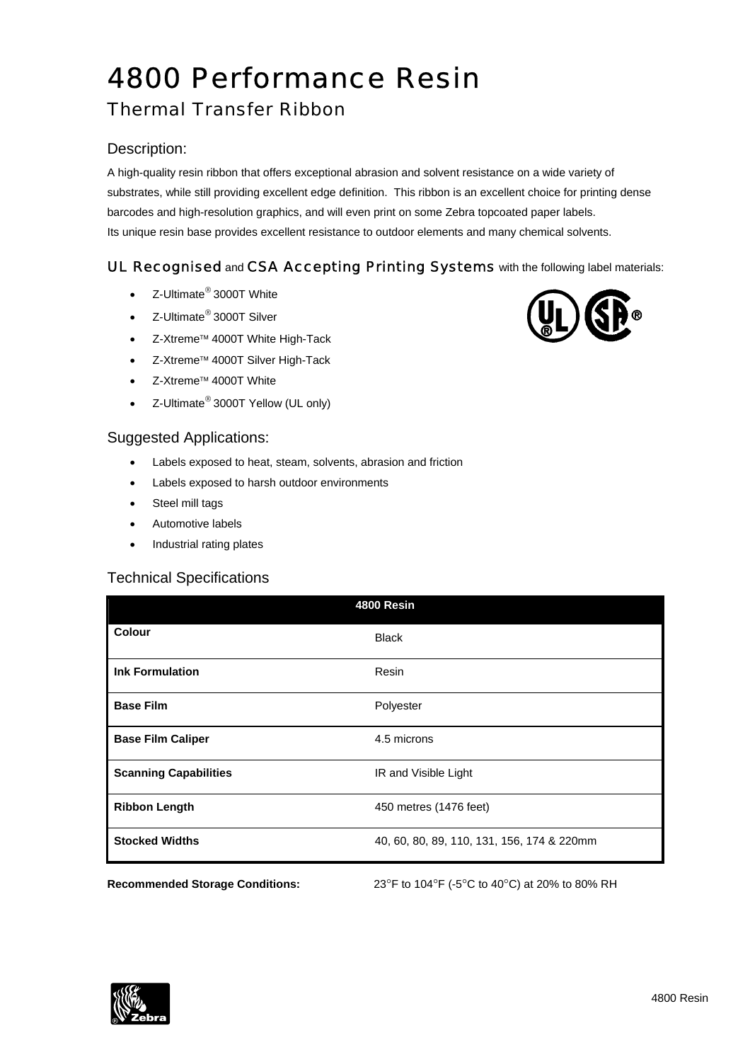# 4800 Performance Resin

## Thermal Transfer Ribbon

### Description:

A high-quality resin ribbon that offers exceptional abrasion and solvent resistance on a wide variety of substrates, while still providing excellent edge definition. This ribbon is an excellent choice for printing dense barcodes and high-resolution graphics, and will even print on some Zebra topcoated paper labels. Its unique resin base provides excellent resistance to outdoor elements and many chemical solvents.

### UL Recognised and CSA Accepting Printing Systems with the following label materials:

- Z-Ultimate® 3000T White
- Z-Ultimate® 3000T Silver
- Z-Xtreme™ 4000T White High-Tack
- Z-Xtreme™ 4000T Silver High-Tack
- Z-Xtreme™ 4000T White
- Z-Ultimate® 3000T Yellow (UL only)

### Suggested Applications:

- Labels exposed to heat, steam, solvents, abrasion and friction
- Labels exposed to harsh outdoor environments
- Steel mill tags
- Automotive labels
- Industrial rating plates

### Technical Specifications

| 4800 Resin | |
|---|---|
| **Colour** | Black |
| **Ink Formulation** | Resin |
| **Base Film** | Polyester |
| **Base Film Caliper** | 4.5 microns |
| **Scanning Capabilities** | IR and Visible Light |
| **Ribbon Length** | 450 metres (1476 feet) |
| **Stocked Widths** | 40, 60, 80, 89, 110, 131, 156, 174 & 220mm |

**Recommended Storage Conditions:** 23°F to 104°F (-5°C to 40°C) at 20% to 80% RH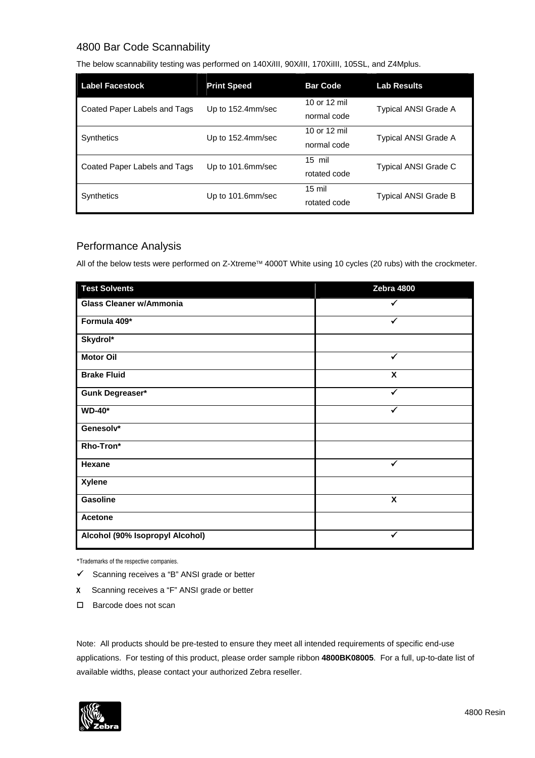## 4800 Bar Code Scannability

The below scannability testing was performed on 140X*i*III, 90X*i*III, 170XiIII, 105SL, and Z4Mplus.

| Label Facestock | Print Speed | Bar Code | Lab Results |
|---|---|---|---|
| Coated Paper Labels and Tags | Up to 152.4mm/sec | 10 or 12 mil normal code | Typical ANSI Grade A |
| Synthetics | Up to 152.4mm/sec | 10 or 12 mil normal code | Typical ANSI Grade A |
| Coated Paper Labels and Tags | Up to 101.6mm/sec | 15 mil rotated code | Typical ANSI Grade C |
| Synthetics | Up to 101.6mm/sec | 15 mil rotated code | Typical ANSI Grade B |

## Performance Analysis

All of the below tests were performed on Z-Xtreme™ 4000T White using 10 cycles (20 rubs) with the crockmeter.

| Test Solvents | Zebra 4800 |
|---|---|
| **Glass Cleaner w/Ammonia** | ✓ |
| **Formula 409*** | ✓ |
| **Skydrol*** | |
| **Motor Oil** | ✓ |
| **Brake Fluid** | X |
| **Gunk Degreaser*** | ✓ |
| **WD-40*** | ✓ |
| **Genesolv*** | |
| **Rho-Tron*** | |
| **Hexane** | ✓ |
| **Xylene** | |
| **Gasoline** | X |
| **Acetone** | |
| **Alcohol (90% Isopropyl Alcohol)** | ✓ |

*Trademarks of the respective companies.

- ✓ Scanning receives a "B" ANSI grade or better
- X Scanning receives a "F" ANSI grade or better
- ☐ Barcode does not scan

Note: All products should be pre-tested to ensure they meet all intended requirements of specific end-use applications. For testing of this product, please order sample ribbon **4800BK08005**. For a full, up-to-date list of available widths, please contact your authorized Zebra reseller.